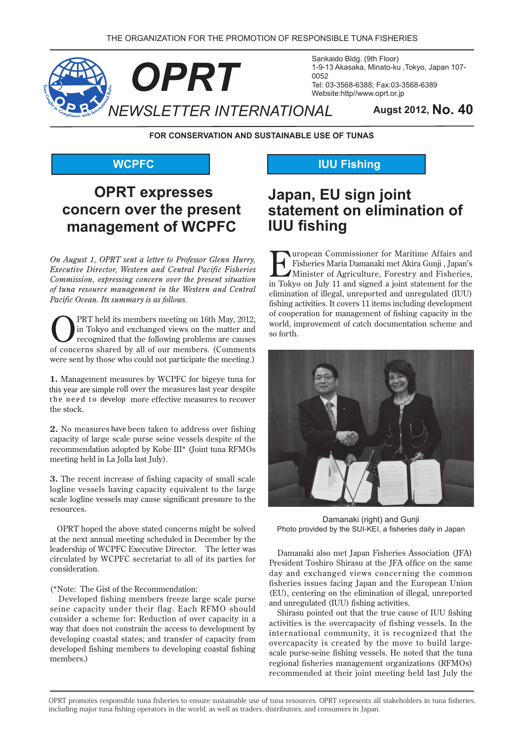THE ORGANIZATION FOR THE PROMOTION OF RESPONSIBLE TUNA FISHERIES

# OPRT NEWSLETTER INTERNATIONAL

Sankaido Bldg. (9th Floor)
1-9-13 Akasaka, Minato-ku ,Tokyo, Japan 107-0052
Tel: 03-3568-6388; Fax:03-3568-6389
Website:http//www.oprt.or.jp

**Augst 2012, No. 40**

**FOR CONSERVATION AND SUSTAINABLE USE OF TUNAS**

**WCPFC**

## OPRT expresses concern over the present management of WCPFC

*On August 1, OPRT sent a letter to Professor Glenn Hurry, Executive Director, Western and Central Pacific Fisheries Commission, expressing concern over the present situation of tuna resource management in the Western and Central Pacific Ocean. Its summary is as follows.*

OPRT held its members meeting on 16th May, 2012, in Tokyo and exchanged views on the matter and recognized that the following problems are causes of concerns shared by all of our members. (Comments were sent by those who could not participate the meeting.)

**1.** Management measures by WCPFC for bigeye tuna for this year are simple roll over the measures last year despite the need to develop more effective measures to recover the stock.

**2.** No measures have been taken to address over fishing capacity of large scale purse seine vessels despite of the recommendation adopted by Kobe III* (Joint tuna RFMOs meeting held in La Jolla last July).

**3.** The recent increase of fishing capacity of small scale logline vessels having capacity equivalent to the large scale logline vessels may cause significant pressure to the resources.

OPRT hoped the above stated concerns might be solved at the next annual meeting scheduled in December by the leadership of WCPFC Executive Director. The letter was circulated by WCPFC secretariat to all of its parties for consideration.

(*Note: The Gist of the Recommendation:
Developed fishing members freeze large scale purse seine capacity under their flag. Each RFMO should consider a scheme for: Reduction of over capacity in a way that does not constrain the access to development by developing coastal states; and transfer of capacity from developed fishing members to developing coastal fishing members.)

**IUU Fishing**

## Japan, EU sign joint statement on elimination of IUU fishing

European Commissioner for Maritime Affairs and Fisheries Maria Damanaki met Akira Gunji , Japan's Minister of Agriculture, Forestry and Fisheries, in Tokyo on July 11 and signed a joint statement for the elimination of illegal, unreported and unregulated (IUU) fishing activities. It covers 11 items including development of cooperation for management of fishing capacity in the world, improvement of catch documentation scheme and so forth.

Damanaki (right) and Gunji
Photo provided by the SUI-KEI, a fisheries daily in Japan

Damanaki also met Japan Fisheries Association (JFA) President Toshiro Shirasu at the JFA office on the same day and exchanged views concerning the common fisheries issues facing Japan and the European Union (EU), centering on the elimination of illegal, unreported and unregulated (IUU) fishing activities.

Shirasu pointed out that the true cause of IUU fishing activities is the overcapacity of fishing vessels. In the international community, it is recognized that the overcapacity is created by the move to build large-scale purse-seine fishing vessels. He noted that the tuna regional fisheries management organizations (RFMOs) recommended at their joint meeting held last July the

OPRT promotes responsible tuna fisheries to ensure sustainable use of tuna resources. OPRT represents all stakeholders in tuna fisheries, including major tuna fishing operators in the world, as well as traders, distributors, and consumers in Japan.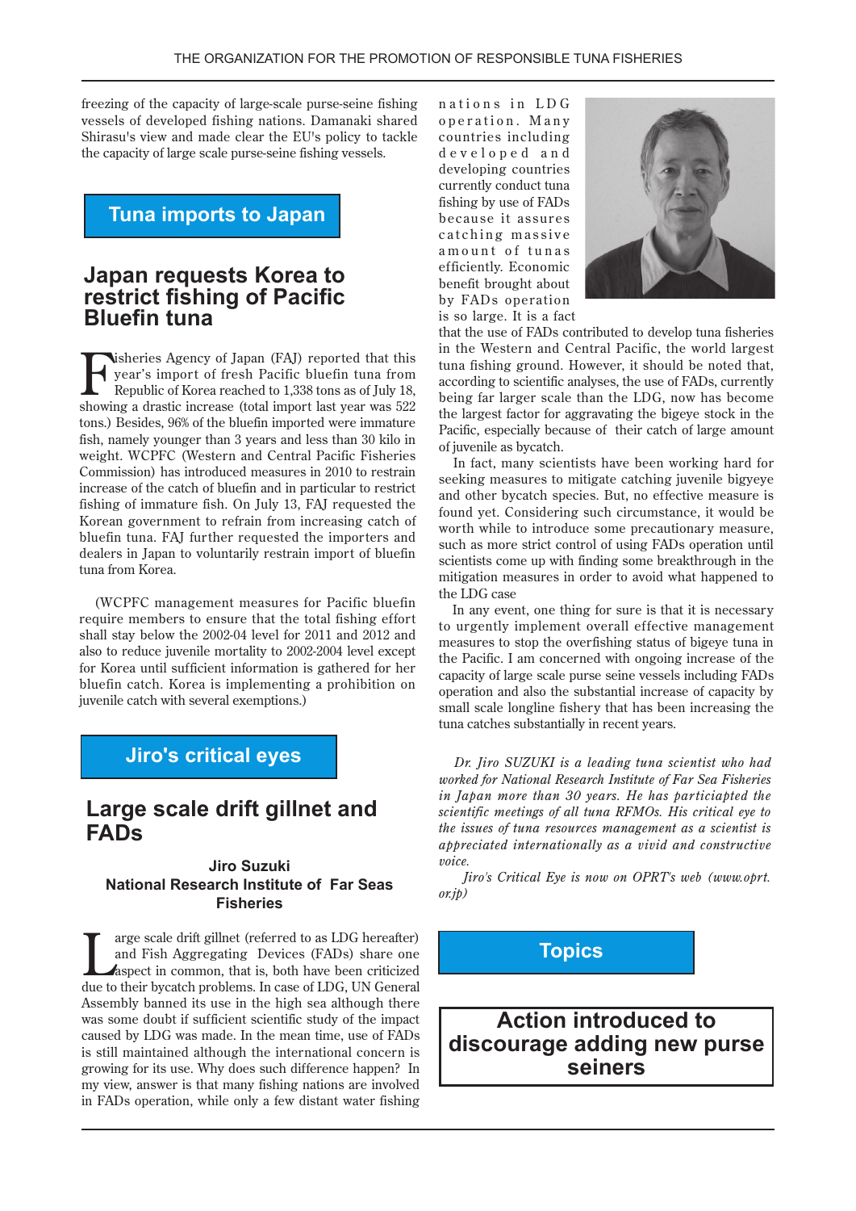freezing of the capacity of large-scale purse-seine fishing vessels of developed fishing nations. Damanaki shared Shirasu's view and made clear the EU's policy to tackle the capacity of large scale purse-seine fishing vessels.

## Tuna imports to Japan

### Japan requests Korea to restrict fishing of Pacific Bluefin tuna

Fisheries Agency of Japan (FAJ) reported that this year's import of fresh Pacific bluefin tuna from Republic of Korea reached to 1,338 tons as of July 18, showing a drastic increase (total import last year was 522 tons.) Besides, 96% of the bluefin imported were immature fish, namely younger than 3 years and less than 30 kilo in weight. WCPFC (Western and Central Pacific Fisheries Commission) has introduced measures in 2010 to restrain increase of the catch of bluefin and in particular to restrict fishing of immature fish. On July 13, FAJ requested the Korean government to refrain from increasing catch of bluefin tuna. FAJ further requested the importers and dealers in Japan to voluntarily restrain import of bluefin tuna from Korea.

(WCPFC management measures for Pacific bluefin require members to ensure that the total fishing effort shall stay below the 2002-04 level for 2011 and 2012 and also to reduce juvenile mortality to 2002-2004 level except for Korea until sufficient information is gathered for her bluefin catch. Korea is implementing a prohibition on juvenile catch with several exemptions.)

## Jiro's critical eyes

### Large scale drift gillnet and FADs

**Jiro Suzuki**
**National Research Institute of Far Seas Fisheries**

Large scale drift gillnet (referred to as LDG hereafter) and Fish Aggregating Devices (FADs) share one aspect in common, that is, both have been criticized due to their bycatch problems. In case of LDG, UN General Assembly banned its use in the high sea although there was some doubt if sufficient scientific study of the impact caused by LDG was made. In the mean time, use of FADs is still maintained although the international concern is growing for its use. Why does such difference happen? In my view, answer is that many fishing nations are involved in FADs operation, while only a few distant water fishing nations in LDG operation. Many countries including developed and developing countries currently conduct tuna fishing by use of FADs because it assures catching massive amount of tunas efficiently. Economic benefit brought about by FADs operation is so large. It is a fact that the use of FADs contributed to develop tuna fisheries in the Western and Central Pacific, the world largest tuna fishing ground. However, it should be noted that, according to scientific analyses, the use of FADs, currently being far larger scale than the LDG, now has become the largest factor for aggravating the bigeye stock in the Pacific, especially because of their catch of large amount of juvenile as bycatch.

In fact, many scientists have been working hard for seeking measures to mitigate catching juvenile bigeye and other bycatch species. But, no effective measure is found yet. Considering such circumstance, it would be worth while to introduce some precautionary measure, such as more strict control of using FADs operation until scientists come up with finding some breakthrough in the mitigation measures in order to avoid what happened to the LDG case

In any event, one thing for sure is that it is necessary to urgently implement overall effective management measures to stop the overfishing status of bigeye tuna in the Pacific. I am concerned with ongoing increase of the capacity of large scale purse seine vessels including FADs operation and also the substantial increase of capacity by small scale longline fishery that has been increasing the tuna catches substantially in recent years.

*Dr. Jiro SUZUKI is a leading tuna scientist who had worked for National Research Institute of Far Sea Fisheries in Japan more than 30 years. He has particiapted the scientific meetings of all tuna RFMOs. His critical eye to the issues of tuna resources management as a scientist is appreciated internationally as a vivid and constructive voice.*

*Jiro's Critical Eye is now on OPRT's web (www.oprt.or.jp)*

## Topics

### Action introduced to discourage adding new purse seiners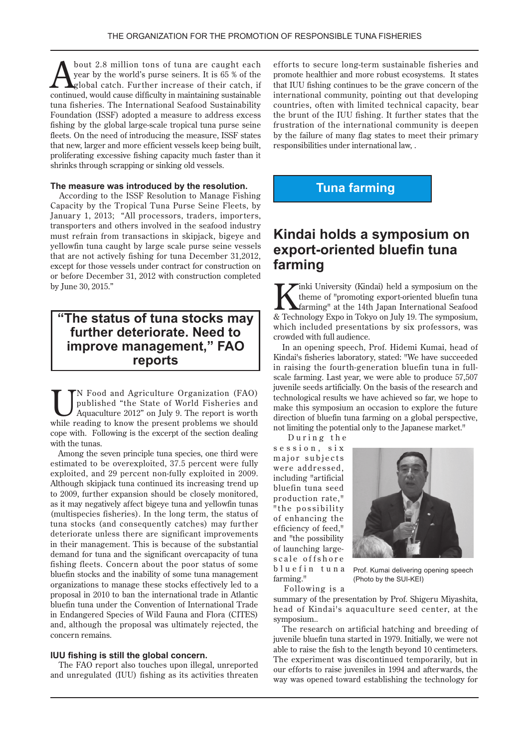About 2.8 million tons of tuna are caught each year by the world's purse seiners. It is 65 % of the global catch. Further increase of their catch, if continued, would cause difficulty in maintaining sustainable tuna fisheries. The International Seafood Sustainability Foundation (ISSF) adopted a measure to address excess fishing by the global large-scale tropical tuna purse seine fleets. On the need of introducing the measure, ISSF states that new, larger and more efficient vessels keep being built, proliferating excessive fishing capacity much faster than it shrinks through scrapping or sinking old vessels.

**The measure was introduced by the resolution.**

According to the ISSF Resolution to Manage Fishing Capacity by the Tropical Tuna Purse Seine Fleets, by January 1, 2013; "All processors, traders, importers, transporters and others involved in the seafood industry must refrain from transactions in skipjack, bigeye and yellowfin tuna caught by large scale purse seine vessels that are not actively fishing for tuna December 31,2012, except for those vessels under contract for construction on or before December 31, 2012 with construction completed by June 30, 2015."

## "The status of tuna stocks may further deteriorate. Need to improve management," FAO reports

UN Food and Agriculture Organization (FAO) published "the State of World Fisheries and Aquaculture 2012" on July 9. The report is worth while reading to know the present problems we should cope with. Following is the excerpt of the section dealing with the tunas.

Among the seven principle tuna species, one third were estimated to be overexploited, 37.5 percent were fully exploited, and 29 percent non-fully exploited in 2009. Although skipjack tuna continued its increasing trend up to 2009, further expansion should be closely monitored, as it may negatively affect bigeye tuna and yellowfin tunas (multispecies fisheries). In the long term, the status of tuna stocks (and consequently catches) may further deteriorate unless there are significant improvements in their management. This is because of the substantial demand for tuna and the significant overcapacity of tuna fishing fleets. Concern about the poor status of some bluefin stocks and the inability of some tuna management organizations to manage these stocks effectively led to a proposal in 2010 to ban the international trade in Atlantic bluefin tuna under the Convention of International Trade in Endangered Species of Wild Fauna and Flora (CITES) and, although the proposal was ultimately rejected, the concern remains.

**IUU fishing is still the global concern.**

The FAO report also touches upon illegal, unreported and unregulated (IUU) fishing as its activities threaten efforts to secure long-term sustainable fisheries and promote healthier and more robust ecosystems. It states that IUU fishing continues to be the grave concern of the international community, pointing out that developing countries, often with limited technical capacity, bear the brunt of the IUU fishing. It further states that the frustration of the international community is deepen by the failure of many flag states to meet their primary responsibilities under international law, .

**Tuna farming**

## Kindai holds a symposium on export-oriented bluefin tuna farming

Kinki University (Kindai) held a symposium on the theme of "promoting export-oriented bluefin tuna farming" at the 14th Japan International Seafood & Technology Expo in Tokyo on July 19. The symposium, which included presentations by six professors, was crowded with full audience.

In an opening speech, Prof. Hidemi Kumai, head of Kindai's fisheries laboratory, stated: "We have succeeded in raising the fourth-generation bluefin tuna in full-scale farming. Last year, we were able to produce 57,507 juvenile seeds artificially. On the basis of the research and technological results we have achieved so far, we hope to make this symposium an occasion to explore the future direction of bluefin tuna farming on a global perspective, not limiting the potential only to the Japanese market."

During the session, six major subjects were addressed, including "artificial bluefin tuna seed production rate," "the possibility of enhancing the efficiency of feed," and "the possibility of launching large-scale offshore bluefin tuna farming."

Prof. Kumai delivering opening speech (Photo by the SUI-KEI)

Following is a summary of the presentation by Prof. Shigeru Miyashita, head of Kindai's aquaculture seed center, at the symposium..

The research on artificial hatching and breeding of juvenile bluefin tuna started in 1979. Initially, we were not able to raise the fish to the length beyond 10 centimeters. The experiment was discontinued temporarily, but in our efforts to raise juveniles in 1994 and afterwards, the way was opened toward establishing the technology for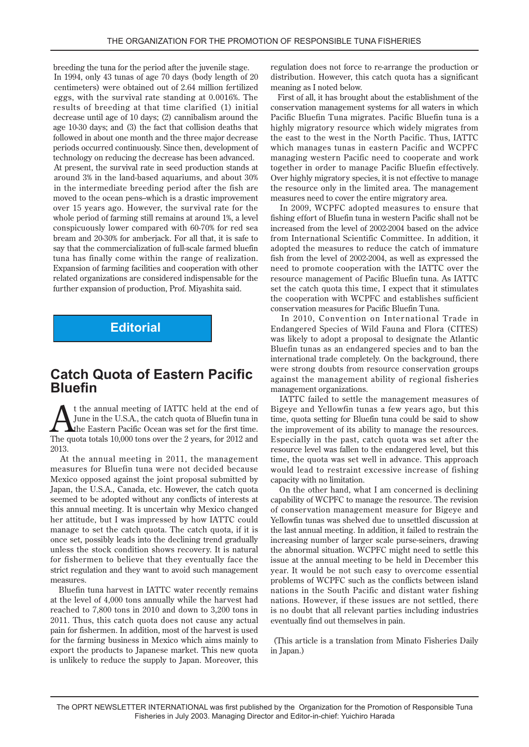breeding the tuna for the period after the juvenile stage.

In 1994, only 43 tunas of age 70 days (body length of 20 centimeters) were obtained out of 2.64 million fertilized eggs, with the survival rate standing at 0.0016%. The results of breeding at that time clarified (1) initial decrease until age of 10 days; (2) cannibalism around the age 10-30 days; and (3) the fact that collision deaths that followed in about one month and the three major decrease periods occurred continuously. Since then, development of technology on reducing the decrease has been advanced.

At present, the survival rate in seed production stands at around 3% in the land-based aquariums, and about 30% in the intermediate breeding period after the fish are moved to the ocean pens–which is a drastic improvement over 15 years ago. However, the survival rate for the whole period of farming still remains at around 1%, a level conspicuously lower compared with 60-70% for red sea bream and 20-30% for amberjack. For all that, it is safe to say that the commercialization of full-scale farmed bluefin tuna has finally come within the range of realization. Expansion of farming facilities and cooperation with other related organizations are considered indispensable for the further expansion of production, Prof. Miyashita said.

## Editorial

## Catch Quota of Eastern Pacific Bluefin

At the annual meeting of IATTC held at the end of June in the U.S.A., the catch quota of Bluefin tuna in the Eastern Pacific Ocean was set for the first time. The quota totals 10,000 tons over the 2 years, for 2012 and 2013.

At the annual meeting in 2011, the management measures for Bluefin tuna were not decided because Mexico opposed against the joint proposal submitted by Japan, the U.S.A., Canada, etc. However, the catch quota seemed to be adopted without any conflicts of interests at this annual meeting. It is uncertain why Mexico changed her attitude, but I was impressed by how IATTC could manage to set the catch quota. The catch quota, if it is once set, possibly leads into the declining trend gradually unless the stock condition shows recovery. It is natural for fishermen to believe that they eventually face the strict regulation and they want to avoid such management measures.

Bluefin tuna harvest in IATTC water recently remains at the level of 4,000 tons annually while the harvest had reached to 7,800 tons in 2010 and down to 3,200 tons in 2011. Thus, this catch quota does not cause any actual pain for fishermen. In addition, most of the harvest is used for the farming business in Mexico which aims mainly to export the products to Japanese market. This new quota is unlikely to reduce the supply to Japan. Moreover, this regulation does not force to re-arrange the production or distribution. However, this catch quota has a significant meaning as I noted below.

First of all, it has brought about the establishment of the conservation management systems for all waters in which Pacific Bluefin Tuna migrates. Pacific Bluefin tuna is a highly migratory resource which widely migrates from the east to the west in the North Pacific. Thus, IATTC which manages tunas in eastern Pacific and WCPFC managing western Pacific need to cooperate and work together in order to manage Pacific Bluefin effectively. Over highly migratory species, it is not effective to manage the resource only in the limited area. The management measures need to cover the entire migratory area.

In 2009, WCPFC adopted measures to ensure that fishing effort of Bluefin tuna in western Pacific shall not be increased from the level of 2002-2004 based on the advice from International Scientific Committee. In addition, it adopted the measures to reduce the catch of immature fish from the level of 2002-2004, as well as expressed the need to promote cooperation with the IATTC over the resource management of Pacific Bluefin tuna. As IATTC set the catch quota this time, I expect that it stimulates the cooperation with WCPFC and establishes sufficient conservation measures for Pacific Bluefin Tuna.

In 2010, Convention on International Trade in Endangered Species of Wild Fauna and Flora (CITES) was likely to adopt a proposal to designate the Atlantic Bluefin tunas as an endangered species and to ban the international trade completely. On the background, there were strong doubts from resource conservation groups against the management ability of regional fisheries management organizations.

IATTC failed to settle the management measures of Bigeye and Yellowfin tunas a few years ago, but this time, quota setting for Bluefin tuna could be said to show the improvement of its ability to manage the resources. Especially in the past, catch quota was set after the resource level was fallen to the endangered level, but this time, the quota was set well in advance. This approach would lead to restraint excessive increase of fishing capacity with no limitation.

On the other hand, what I am concerned is declining capability of WCPFC to manage the resource. The revision of conservation management measure for Bigeye and Yellowfin tunas was shelved due to unsettled discussion at the last annual meeting. In addition, it failed to restrain the increasing number of larger scale purse-seiners, drawing the abnormal situation. WCPFC might need to settle this issue at the annual meeting to be held in December this year. It would be not such easy to overcome essential problems of WCPFC such as the conflicts between island nations in the South Pacific and distant water fishing nations. However, if these issues are not settled, there is no doubt that all relevant parties including industries eventually find out themselves in pain.

(This article is a translation from Minato Fisheries Daily in Japan.)

The OPRT NEWSLETTER INTERNATIONAL was first published by the Organization for the Promotion of Responsible Tuna Fisheries in July 2003. Managing Director and Editor-in-chief: Yuichiro Harada